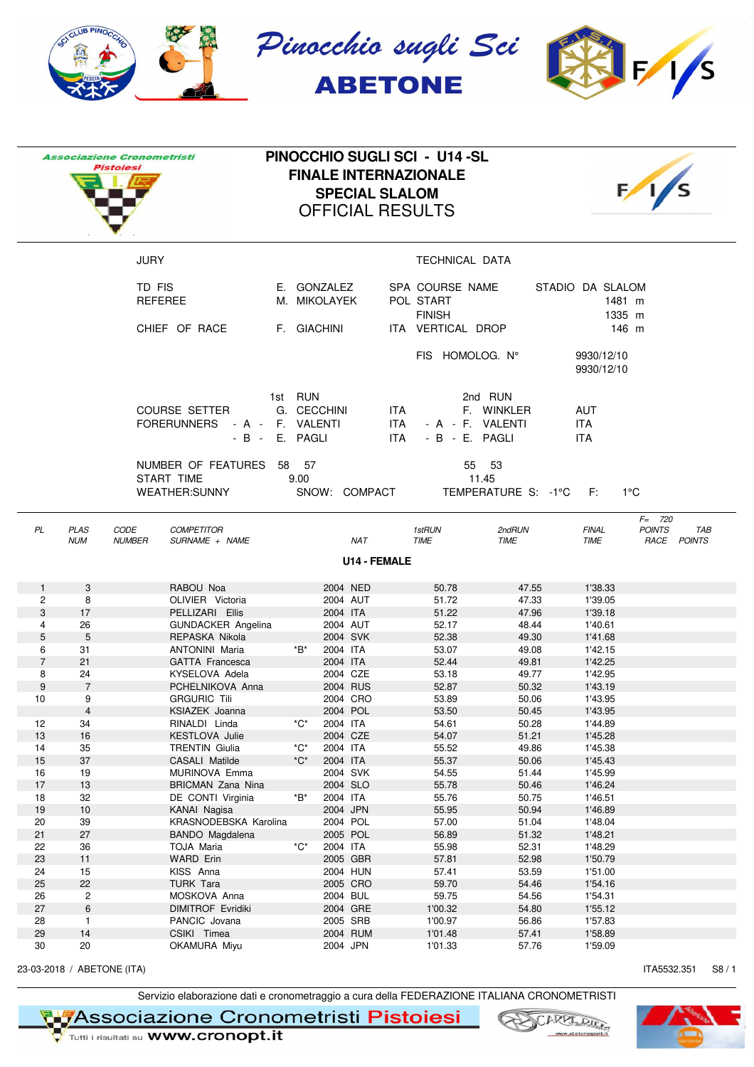Pinocchio sugli Sci

ABETONE

Associazione Cronometristi Pistoiesi

# PINOCCHIO SUGLI SCI - U14 -SL
## FINALE INTERNAZIONALE
## SPECIAL SLALOM
## OFFICIAL RESULTS

| JURY | | | TECHNICAL DATA | |
|---|---|---|---|---|
| TD FIS | E. GONZALEZ | SPA | COURSE NAME | STADIO DA SLALOM |
| REFEREE | M. MIKOLAYEK | POL | START | 1481 m |
| | | | FINISH | 1335 m |
| CHIEF OF RACE | F. GIACHINI | ITA | VERTICAL DROP | 146 m |
| | | | FIS HOMOLOG. N° | 9930/12/10 |
| | | | | 9930/12/10 |

| | 1st RUN | | 2nd RUN | |
|---|---|---|---|---|
| COURSE SETTER | G. CECCHINI | ITA | F. WINKLER | AUT |
| FORERUNNERS - A - | F. VALENTI | ITA | - A - F. VALENTI | ITA |
| - B - | E. PAGLI | ITA | - B - E. PAGLI | ITA |
| NUMBER OF FEATURES | 58 57 | | 55 53 | |
| START TIME | 9.00 | | 11.45 | |

WEATHER:SUNNY SNOW: COMPACT TEMPERATURE S: -1°C F: 1°C

### U14 - FEMALE

| PL | PLAS NUM | CODE NUMBER | COMPETITOR SURNAME + NAME | | | NAT | 1stRUN TIME | 2ndRUN TIME | FINAL TIME | F= 720 POINTS RACE | TAB POINTS |
|---|---|---|---|---|---|---|---|---|---|---|---|
| 1 | 3 | | RABOU Noa | | 2004 | NED | 50.78 | 47.55 | 1'38.33 | | |
| 2 | 8 | | OLIVIER Victoria | | 2004 | AUT | 51.72 | 47.33 | 1'39.05 | | |
| 3 | 17 | | PELLIZARI Ellis | | 2004 | ITA | 51.22 | 47.96 | 1'39.18 | | |
| 4 | 26 | | GUNDACKER Angelina | | 2004 | AUT | 52.17 | 48.44 | 1'40.61 | | |
| 5 | 5 | | REPASKA Nikola | | 2004 | SVK | 52.38 | 49.30 | 1'41.68 | | |
| 6 | 31 | | ANTONINI Maria | *B* | 2004 | ITA | 53.07 | 49.08 | 1'42.15 | | |
| 7 | 21 | | GATTA Francesca | | 2004 | ITA | 52.44 | 49.81 | 1'42.25 | | |
| 8 | 24 | | KYSELOVA Adela | | 2004 | CZE | 53.18 | 49.77 | 1'42.95 | | |
| 9 | 7 | | PCHELNIKOVA Anna | | 2004 | RUS | 52.87 | 50.32 | 1'43.19 | | |
| 10 | 9 | | GRGURIC Tili | | 2004 | CRO | 53.89 | 50.06 | 1'43.95 | | |
| | 4 | | KSIAZEK Joanna | | 2004 | POL | 53.50 | 50.45 | 1'43.95 | | |
| 12 | 34 | | RINALDI Linda | *C* | 2004 | ITA | 54.61 | 50.28 | 1'44.89 | | |
| 13 | 16 | | KESTLOVA Julie | | 2004 | CZE | 54.07 | 51.21 | 1'45.28 | | |
| 14 | 35 | | TRENTIN Giulia | *C* | 2004 | ITA | 55.52 | 49.86 | 1'45.38 | | |
| 15 | 37 | | CASALI Matilde | *C* | 2004 | ITA | 55.37 | 50.06 | 1'45.43 | | |
| 16 | 19 | | MURINOVA Emma | | 2004 | SVK | 54.55 | 51.44 | 1'45.99 | | |
| 17 | 13 | | BRICMAN Zana Nina | | 2004 | SLO | 55.78 | 50.46 | 1'46.24 | | |
| 18 | 32 | | DE CONTI Virginia | *B* | 2004 | ITA | 55.76 | 50.75 | 1'46.51 | | |
| 19 | 10 | | KANAI Nagisa | | 2004 | JPN | 55.95 | 50.94 | 1'46.89 | | |
| 20 | 39 | | KRASNODEBSKA Karolina | | 2004 | POL | 57.00 | 51.04 | 1'48.04 | | |
| 21 | 27 | | BANDO Magdalena | | 2005 | POL | 56.89 | 51.32 | 1'48.21 | | |
| 22 | 36 | | TOJA Maria | *C* | 2004 | ITA | 55.98 | 52.31 | 1'48.29 | | |
| 23 | 11 | | WARD Erin | | 2005 | GBR | 57.81 | 52.98 | 1'50.79 | | |
| 24 | 15 | | KISS Anna | | 2004 | HUN | 57.41 | 53.59 | 1'51.00 | | |
| 25 | 22 | | TURK Tara | | 2005 | CRO | 59.70 | 54.46 | 1'54.16 | | |
| 26 | 2 | | MOSKOVA Anna | | 2004 | BUL | 59.75 | 54.56 | 1'54.31 | | |
| 27 | 6 | | DIMITROF Evridiki | | 2004 | GRE | 1'00.32 | 54.80 | 1'55.12 | | |
| 28 | 1 | | PANCIC Jovana | | 2005 | SRB | 1'00.97 | 56.86 | 1'57.83 | | |
| 29 | 14 | | CSIKI Timea | | 2004 | RUM | 1'01.48 | 57.41 | 1'58.89 | | |
| 30 | 20 | | OKAMURA Miyu | | 2004 | JPN | 1'01.33 | 57.76 | 1'59.09 | | |

23-03-2018 / ABETONE (ITA) ITA5532.351 S8 / 1

Servizio elaborazione dati e cronometraggio a cura della FEDERAZIONE ITALIANA CRONOMETRISTI

Associazione Cronometristi Pistoiesi — Tutti i risultati su www.cronopt.it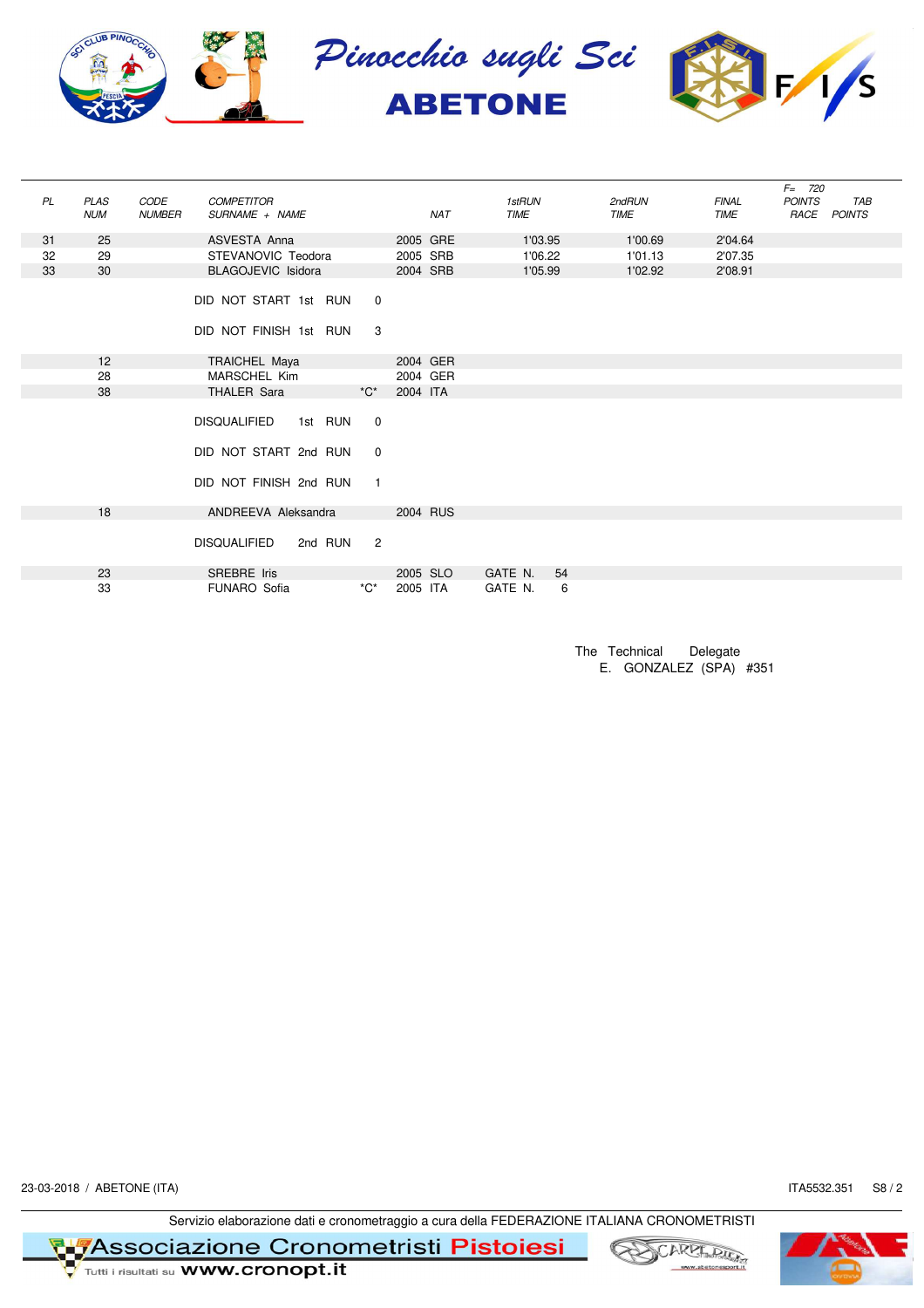# Pinocchio sugli Sci
## ABETONE

| PL | PLAS NUM | CODE NUMBER | COMPETITOR SURNAME + NAME | | NAT | 1stRUN TIME | 2ndRUN TIME | FINAL TIME | F= 720 POINTS RACE | TAB POINTS |
|---|---|---|---|---|---|---|---|---|---|---|
| 31 | 25 | | ASVESTA Anna | | 2005 GRE | 1'03.95 | 1'00.69 | 2'04.64 | | |
| 32 | 29 | | STEVANOVIC Teodora | | 2005 SRB | 1'06.22 | 1'01.13 | 2'07.35 | | |
| 33 | 30 | | BLAGOJEVIC Isidora | | 2004 SRB | 1'05.99 | 1'02.92 | 2'08.91 | | |

DID NOT START 1st RUN 0

DID NOT FINISH 1st RUN 3

| PLAS NUM | COMPETITOR SURNAME + NAME | | NAT |
|---|---|---|---|
| 12 | TRAICHEL Maya | | 2004 GER |
| 28 | MARSCHEL Kim | | 2004 GER |
| 38 | THALER Sara | *C* | 2004 ITA |

DISQUALIFIED 1st RUN 0

DID NOT START 2nd RUN 0

DID NOT FINISH 2nd RUN 1

| PLAS NUM | COMPETITOR SURNAME + NAME | NAT |
|---|---|---|
| 18 | ANDREEVA Aleksandra | 2004 RUS |

DISQUALIFIED 2nd RUN 2

| PLAS NUM | COMPETITOR SURNAME + NAME | | NAT | |
|---|---|---|---|---|
| 23 | SREBRE Iris | | 2005 SLO | GATE N. 54 |
| 33 | FUNARO Sofia | *C* | 2005 ITA | GATE N. 6 |

The Technical Delegate
E. GONZALEZ (SPA) #351

23-03-2018 / ABETONE (ITA) ITA5532.351 S8 / 2

Servizio elaborazione dati e cronometraggio a cura della FEDERAZIONE ITALIANA CRONOMETRISTI

Associazione Cronometristi Pistoiesi
Tutti i risultati su www.cronopt.it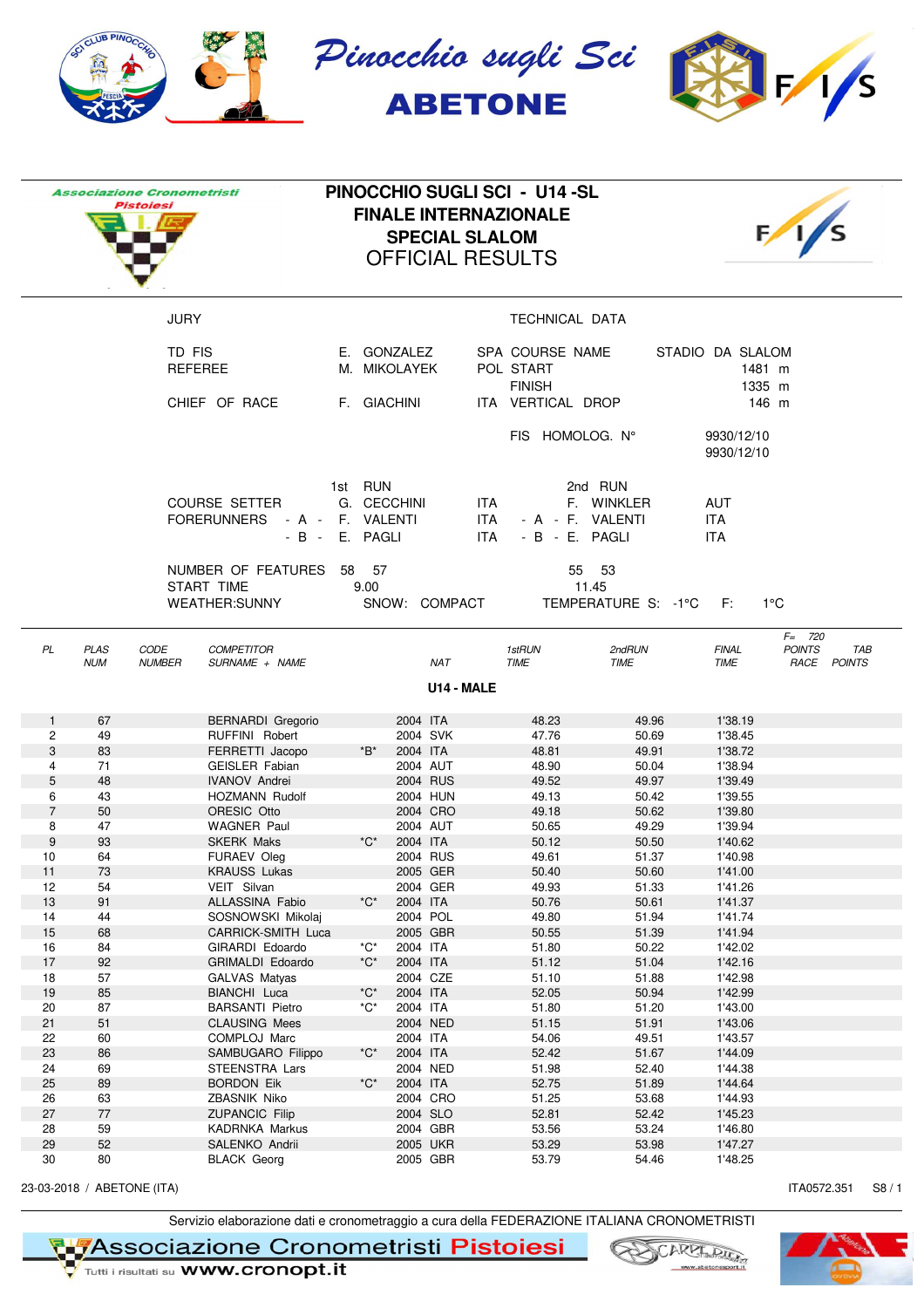Pinocchio sugli Sci
**ABETONE**

Associazione Cronometristi Pistoiesi

# PINOCCHIO SUGLI SCI - U14 -SL
## FINALE INTERNAZIONALE
## SPECIAL SLALOM
## OFFICIAL RESULTS

| JURY | | | TECHNICAL DATA | |
|---|---|---|---|---|
| TD FIS | E. GONZALEZ | SPA | COURSE NAME | STADIO DA SLALOM |
| REFEREE | M. MIKOLAYEK | POL | START | 1481 m |
| | | | FINISH | 1335 m |
| CHIEF OF RACE | F. GIACHINI | ITA | VERTICAL DROP | 146 m |
| | | | FIS HOMOLOG. N° | 9930/12/10 |
| | | | | 9930/12/10 |

| | 1st RUN | | 2nd RUN | |
|---|---|---|---|---|
| COURSE SETTER | G. CECCHINI | ITA | F. WINKLER | AUT |
| FORERUNNERS - A - | F. VALENTI | ITA | - A - F. VALENTI | ITA |
| - B - | E. PAGLI | ITA | - B - E. PAGLI | ITA |
| NUMBER OF FEATURES | 58 57 | | 55 53 | |
| START TIME | 9.00 | | 11.45 | |

WEATHER:SUNNY SNOW: COMPACT TEMPERATURE S: -1°C F: 1°C

### U14 - MALE

| PL | PLAS NUM | CODE NUMBER | COMPETITOR SURNAME + NAME | | | NAT | 1stRUN TIME | 2ndRUN TIME | FINAL TIME | F= 720 POINTS RACE | TAB POINTS |
|---|---|---|---|---|---|---|---|---|---|---|---|
| 1 | 67 | | BERNARDI Gregorio | | 2004 | ITA | 48.23 | 49.96 | 1'38.19 | | |
| 2 | 49 | | RUFFINI Robert | | 2004 | SVK | 47.76 | 50.69 | 1'38.45 | | |
| 3 | 83 | | FERRETTI Jacopo | *B* | 2004 | ITA | 48.81 | 49.91 | 1'38.72 | | |
| 4 | 71 | | GEISLER Fabian | | 2004 | AUT | 48.90 | 50.04 | 1'38.94 | | |
| 5 | 48 | | IVANOV Andrei | | 2004 | RUS | 49.52 | 49.97 | 1'39.49 | | |
| 6 | 43 | | HOZMANN Rudolf | | 2004 | HUN | 49.13 | 50.42 | 1'39.55 | | |
| 7 | 50 | | ORESIC Otto | | 2004 | CRO | 49.18 | 50.62 | 1'39.80 | | |
| 8 | 47 | | WAGNER Paul | | 2004 | AUT | 50.65 | 49.29 | 1'39.94 | | |
| 9 | 93 | | SKERK Maks | *C* | 2004 | ITA | 50.12 | 50.50 | 1'40.62 | | |
| 10 | 64 | | FURAEV Oleg | | 2004 | RUS | 49.61 | 51.37 | 1'40.98 | | |
| 11 | 73 | | KRAUSS Lukas | | 2005 | GER | 50.40 | 50.60 | 1'41.00 | | |
| 12 | 54 | | VEIT Silvan | | 2004 | GER | 49.93 | 51.33 | 1'41.26 | | |
| 13 | 91 | | ALLASSINA Fabio | *C* | 2004 | ITA | 50.76 | 50.61 | 1'41.37 | | |
| 14 | 44 | | SOSNOWSKI Mikolaj | | 2004 | POL | 49.80 | 51.94 | 1'41.74 | | |
| 15 | 68 | | CARRICK-SMITH Luca | | 2005 | GBR | 50.55 | 51.39 | 1'41.94 | | |
| 16 | 84 | | GIRARDI Edoardo | *C* | 2004 | ITA | 51.80 | 50.22 | 1'42.02 | | |
| 17 | 92 | | GRIMALDI Edoardo | *C* | 2004 | ITA | 51.12 | 51.04 | 1'42.16 | | |
| 18 | 57 | | GALVAS Matyas | | 2004 | CZE | 51.10 | 51.88 | 1'42.98 | | |
| 19 | 85 | | BIANCHI Luca | *C* | 2004 | ITA | 52.05 | 50.94 | 1'42.99 | | |
| 20 | 87 | | BARSANTI Pietro | *C* | 2004 | ITA | 51.80 | 51.20 | 1'43.00 | | |
| 21 | 51 | | CLAUSING Mees | | 2004 | NED | 51.15 | 51.91 | 1'43.06 | | |
| 22 | 60 | | COMPLOJ Marc | | 2004 | ITA | 54.06 | 49.51 | 1'43.57 | | |
| 23 | 86 | | SAMBUGARO Filippo | *C* | 2004 | ITA | 52.42 | 51.67 | 1'44.09 | | |
| 24 | 69 | | STEENSTRA Lars | | 2004 | NED | 51.98 | 52.40 | 1'44.38 | | |
| 25 | 89 | | BORDON Eik | *C* | 2004 | ITA | 52.75 | 51.89 | 1'44.64 | | |
| 26 | 63 | | ZBASNIK Niko | | 2004 | CRO | 51.25 | 53.68 | 1'44.93 | | |
| 27 | 77 | | ZUPANCIC Filip | | 2004 | SLO | 52.81 | 52.42 | 1'45.23 | | |
| 28 | 59 | | KADRNKA Markus | | 2004 | GBR | 53.56 | 53.24 | 1'46.80 | | |
| 29 | 52 | | SALENKO Andrii | | 2005 | UKR | 53.29 | 53.98 | 1'47.27 | | |
| 30 | 80 | | BLACK Georg | | 2005 | GBR | 53.79 | 54.46 | 1'48.25 | | |

23-03-2018 / ABETONE (ITA) ITA0572.351 S8 / 1

Servizio elaborazione dati e cronometraggio a cura della FEDERAZIONE ITALIANA CRONOMETRISTI

Associazione Cronometristi Pistoiesi — Tutti i risultati su www.cronopt.it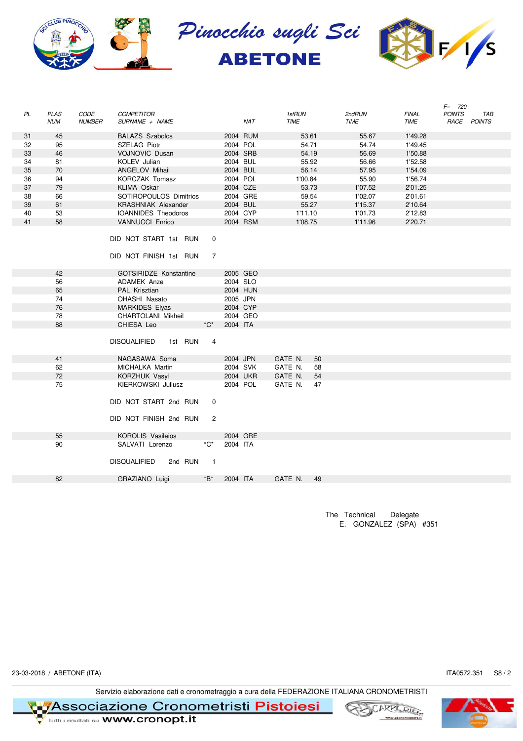# Pinocchio sugli Sci

## ABETONE

| PL | PLAS NUM | CODE NUMBER | COMPETITOR SURNAME + NAME | | NAT | 1stRUN TIME | 2ndRUN TIME | FINAL TIME | F= 720 POINTS RACE | TAB POINTS |
|---|---|---|---|---|---|---|---|---|---|---|
| 31 | 45 | | BALAZS Szabolcs | | 2004 RUM | 53.61 | 55.67 | 1'49.28 | | |
| 32 | 95 | | SZELAG Piotr | | 2004 POL | 54.71 | 54.74 | 1'49.45 | | |
| 33 | 46 | | VOJNOVIC Dusan | | 2004 SRB | 54.19 | 56.69 | 1'50.88 | | |
| 34 | 81 | | KOLEV Julian | | 2004 BUL | 55.92 | 56.66 | 1'52.58 | | |
| 35 | 70 | | ANGELOV Mihail | | 2004 BUL | 56.14 | 57.95 | 1'54.09 | | |
| 36 | 94 | | KORCZAK Tomasz | | 2004 POL | 1'00.84 | 55.90 | 1'56.74 | | |
| 37 | 79 | | KLIMA Oskar | | 2004 CZE | 53.73 | 1'07.52 | 2'01.25 | | |
| 38 | 66 | | SOTIROPOULOS Dimitrios | | 2004 GRE | 59.54 | 1'02.07 | 2'01.61 | | |
| 39 | 61 | | KRASHNIAK Alexander | | 2004 BUL | 55.27 | 1'15.37 | 2'10.64 | | |
| 40 | 53 | | IOANNIDES Theodoros | | 2004 CYP | 1'11.10 | 1'01.73 | 2'12.83 | | |
| 41 | 58 | | VANNUCCI Enrico | | 2004 RSM | 1'08.75 | 1'11.96 | 2'20.71 | | |

DID NOT START 1st RUN 0

DID NOT FINISH 1st RUN 7

| PLAS NUM | COMPETITOR SURNAME + NAME | | NAT |
|---|---|---|---|
| 42 | GOTSIRIDZE Konstantine | | 2005 GEO |
| 56 | ADAMEK Anze | | 2004 SLO |
| 65 | PAL Krisztian | | 2004 HUN |
| 74 | OHASHI Nasato | | 2005 JPN |
| 76 | MARKIDES Elyas | | 2004 CYP |
| 78 | CHARTOLANI Mikheil | | 2004 GEO |
| 88 | CHIESA Leo | *C* | 2004 ITA |

DISQUALIFIED 1st RUN 4

| PLAS NUM | COMPETITOR SURNAME + NAME | NAT | |
|---|---|---|---|
| 41 | NAGASAWA Soma | 2004 JPN | GATE N. 50 |
| 62 | MICHALKA Martin | 2004 SVK | GATE N. 58 |
| 72 | KORZHUK Vasyl | 2004 UKR | GATE N. 54 |
| 75 | KIERKOWSKI Juliusz | 2004 POL | GATE N. 47 |

DID NOT START 2nd RUN 0

DID NOT FINISH 2nd RUN 2

| PLAS NUM | COMPETITOR SURNAME + NAME | | NAT |
|---|---|---|---|
| 55 | KOROLIS Vasileios | | 2004 GRE |
| 90 | SALVATI Lorenzo | *C* | 2004 ITA |

DISQUALIFIED 2nd RUN 1

| PLAS NUM | COMPETITOR SURNAME + NAME | | NAT | |
|---|---|---|---|---|
| 82 | GRAZIANO Luigi | *B* | 2004 ITA | GATE N. 49 |

The Technical Delegate
E. GONZALEZ (SPA) #351

23-03-2018 / ABETONE (ITA) ITA0572.351 S8 / 2

Servizio elaborazione dati e cronometraggio a cura della FEDERAZIONE ITALIANA CRONOMETRISTI

Associazione Cronometristi Pistoiesi — Tutti i risultati su www.cronopt.it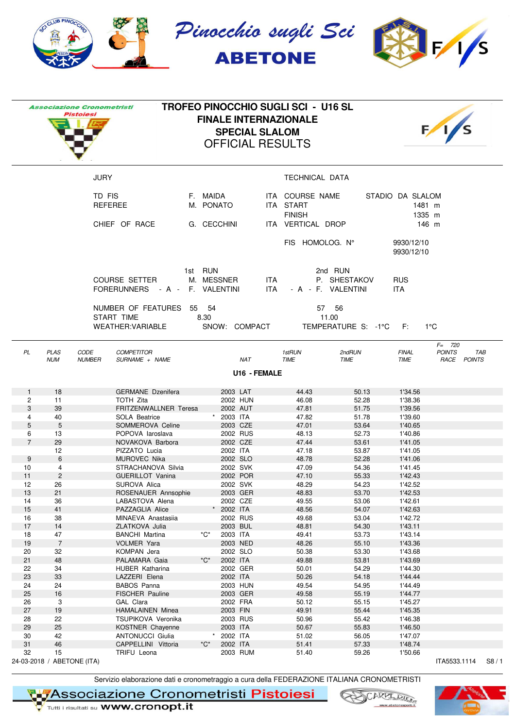Pinocchio sugli Sci
ABETONE

Associazione Cronometristi Pistoiesi

# TROFEO PINOCCHIO SUGLI SCI - U16 SL
## FINALE INTERNAZIONALE
## SPECIAL SLALOM
## OFFICIAL RESULTS

| JURY | | | TECHNICAL DATA | |
|---|---|---|---|---|
| TD FIS | F. MAIDA | ITA | COURSE NAME | STADIO DA SLALOM |
| REFEREE | M. PONATO | ITA | START | 1481 m |
| | | | FINISH | 1335 m |
| CHIEF OF RACE | G. CECCHINI | ITA | VERTICAL DROP | 146 m |
| | | | FIS HOMOLOG. N° | 9930/12/10 |
| | | | | 9930/12/10 |

| | 1st RUN | | 2nd RUN | |
|---|---|---|---|---|
| COURSE SETTER | M. MESSNER | ITA | P. SHESTAKOV | RUS |
| FORERUNNERS - A - | F. VALENTINI | ITA | - A - F. VALENTINI | ITA |
| NUMBER OF FEATURES | 55 54 | | 57 56 | |
| START TIME | 8.30 | | 11.00 | |

WEATHER:VARIABLE SNOW: COMPACT TEMPERATURE S: -1°C F: 1°C

### U16 - FEMALE

| PL | PLAS NUM | CODE NUMBER | COMPETITOR SURNAME + NAME | | NAT | 1stRUN TIME | 2ndRUN TIME | FINAL TIME | F= 720 POINTS RACE | TAB POINTS |
|---|---|---|---|---|---|---|---|---|---|---|
| 1 | 18 | | GERMANE Dzenifera | | 2003 LAT | 44.43 | 50.13 | 1'34.56 | | |
| 2 | 11 | | TOTH Zita | | 2002 HUN | 46.08 | 52.28 | 1'38.36 | | |
| 3 | 39 | | FRITZENWALLNER Teresa | | 2002 AUT | 47.81 | 51.75 | 1'39.56 | | |
| 4 | 40 | | SOLA Beatrice | * | 2003 ITA | 47.82 | 51.78 | 1'39.60 | | |
| 5 | 5 | | SOMMEROVA Celine | | 2003 CZE | 47.01 | 53.64 | 1'40.65 | | |
| 6 | 13 | | POPOVA Iaroslava | | 2002 RUS | 48.13 | 52.73 | 1'40.86 | | |
| 7 | 29 | | NOVAKOVA Barbora | | 2002 CZE | 47.44 | 53.61 | 1'41.05 | | |
| | 12 | | PIZZATO Lucia | | 2002 ITA | 47.18 | 53.87 | 1'41.05 | | |
| 9 | 6 | | MUROVEC Nika | | 2002 SLO | 48.78 | 52.28 | 1'41.06 | | |
| 10 | 4 | | STRACHANOVA Silvia | | 2002 SVK | 47.09 | 54.36 | 1'41.45 | | |
| 11 | 2 | | GUERILLOT Vanina | | 2002 POR | 47.10 | 55.33 | 1'42.43 | | |
| 12 | 26 | | SUROVA Alica | | 2002 SVK | 48.29 | 54.23 | 1'42.52 | | |
| 13 | 21 | | ROSENAUER Annsophie | | 2003 GER | 48.83 | 53.70 | 1'42.53 | | |
| 14 | 36 | | LABASTOVA Alena | | 2002 CZE | 49.55 | 53.06 | 1'42.61 | | |
| 15 | 41 | | PAZZAGLIA Alice | * | 2002 ITA | 48.56 | 54.07 | 1'42.63 | | |
| 16 | 38 | | MINAEVA Anastasiia | | 2002 RUS | 49.68 | 53.04 | 1'42.72 | | |
| 17 | 14 | | ZLATKOVA Julia | | 2003 BUL | 48.81 | 54.30 | 1'43.11 | | |
| 18 | 47 | | BANCHI Martina | *C* | 2003 ITA | 49.41 | 53.73 | 1'43.14 | | |
| 19 | 7 | | VOLMER Yara | | 2003 NED | 48.26 | 55.10 | 1'43.36 | | |
| 20 | 32 | | KOMPAN Jera | | 2002 SLO | 50.38 | 53.30 | 1'43.68 | | |
| 21 | 48 | | PALAMARA Gaia | *C* | 2002 ITA | 49.88 | 53.81 | 1'43.69 | | |
| 22 | 34 | | HUBER Katharina | | 2002 GER | 50.01 | 54.29 | 1'44.30 | | |
| 23 | 33 | | LAZZERI Elena | | 2002 ITA | 50.26 | 54.18 | 1'44.44 | | |
| 24 | 24 | | BABOS Panna | | 2003 HUN | 49.54 | 54.95 | 1'44.49 | | |
| 25 | 16 | | FISCHER Pauline | | 2003 GER | 49.58 | 55.19 | 1'44.77 | | |
| 26 | 3 | | GAL Clara | | 2002 FRA | 50.12 | 55.15 | 1'45.27 | | |
| 27 | 19 | | HAMALAINEN Minea | | 2003 FIN | 49.91 | 55.44 | 1'45.35 | | |
| 28 | 22 | | TSUPIKOVA Veronika | | 2003 RUS | 50.96 | 55.42 | 1'46.38 | | |
| 29 | 25 | | KOSTNER Chayenne | | 2003 ITA | 50.67 | 55.83 | 1'46.50 | | |
| 30 | 42 | | ANTONUCCI Giulia | * | 2002 ITA | 51.02 | 56.05 | 1'47.07 | | |
| 31 | 46 | | CAPPELLINI Vittoria | *C* | 2002 ITA | 51.41 | 57.33 | 1'48.74 | | |
| 32 | 15 | | TRIFU Leona | | 2003 RUM | 51.40 | 59.26 | 1'50.66 | | |

24-03-2018 / ABETONE (ITA) ITA5533.1114 S8 / 1

Servizio elaborazione dati e cronometraggio a cura della FEDERAZIONE ITALIANA CRONOMETRISTI

Associazione Cronometristi Pistoiesi
Tutti i risultati su www.cronopt.it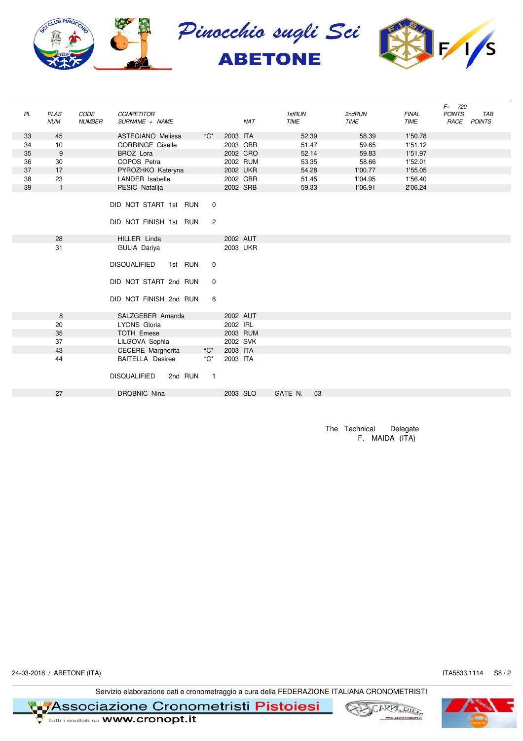# Pinocchio sugli Sci
## ABETONE

| PL | PLAS NUM | CODE NUMBER | COMPETITOR SURNAME + NAME | | | NAT | 1stRUN TIME | 2ndRUN TIME | FINAL TIME | F= 720 POINTS RACE | TAB POINTS |
|---|---|---|---|---|---|---|---|---|---|---|---|
| 33 | 45 | | ASTEGIANO Melissa | *C* | 2003 | ITA | 52.39 | 58.39 | 1'50.78 | | |
| 34 | 10 | | GORRINGE Giselle | | 2003 | GBR | 51.47 | 59.65 | 1'51.12 | | |
| 35 | 9 | | BROZ Lora | | 2002 | CRO | 52.14 | 59.83 | 1'51.97 | | |
| 36 | 30 | | COPOS Petra | | 2002 | RUM | 53.35 | 58.66 | 1'52.01 | | |
| 37 | 17 | | PYROZHKO Kateryna | | 2002 | UKR | 54.28 | 1'00.77 | 1'55.05 | | |
| 38 | 23 | | LANDER Isabelle | | 2002 | GBR | 51.45 | 1'04.95 | 1'56.40 | | |
| 39 | 1 | | PESIC Natalija | | 2002 | SRB | 59.33 | 1'06.91 | 2'06.24 | | |

DID NOT START 1st RUN 0

DID NOT FINISH 1st RUN 2

| PLAS NUM | COMPETITOR | | | NAT |
|---|---|---|---|---|
| 28 | HILLER Linda | | 2002 | AUT |
| 31 | GULIA Dariya | | 2003 | UKR |

DISQUALIFIED 1st RUN 0

DID NOT START 2nd RUN 0

DID NOT FINISH 2nd RUN 6

| PLAS NUM | COMPETITOR | | | NAT |
|---|---|---|---|---|
| 8 | SALZGEBER Amanda | | 2002 | AUT |
| 20 | LYONS Gloria | | 2002 | IRL |
| 35 | TOTH Emese | | 2003 | RUM |
| 37 | LILGOVA Sophia | | 2002 | SVK |
| 43 | CECERE Margherita | *C* | 2003 | ITA |
| 44 | BAITELLA Desiree | *C* | 2003 | ITA |

DISQUALIFIED 2nd RUN 1

| PLAS NUM | COMPETITOR | | NAT | |
|---|---|---|---|---|
| 27 | DROBNIC Nina | 2003 | SLO | GATE N. 53 |

The Technical Delegate
F. MAIDA (ITA)

24-03-2018 / ABETONE (ITA) ITA5533.1114 S8 / 2

Servizio elaborazione dati e cronometraggio a cura della FEDERAZIONE ITALIANA CRONOMETRISTI

Associazione Cronometristi Pistoiesi — Tutti i risultati su www.cronopt.it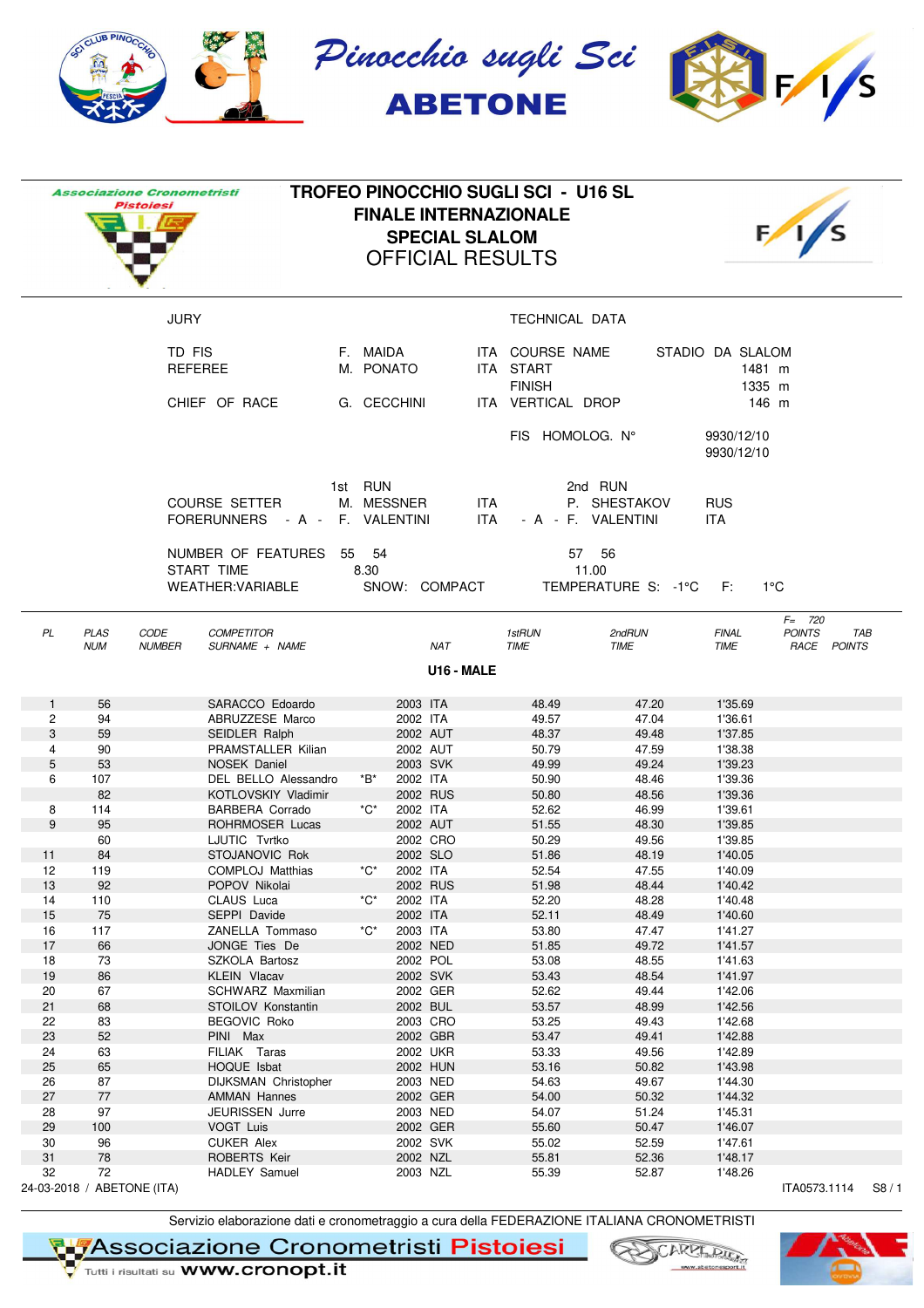Pinocchio sugli Sci
**ABETONE**

Associazione Cronometristi Pistoiesi

# TROFEO PINOCCHIO SUGLI SCI - U16 SL
## FINALE INTERNAZIONALE
## SPECIAL SLALOM
## OFFICIAL RESULTS

| JURY | | | TECHNICAL DATA | |
|---|---|---|---|---|
| TD FIS | F. MAIDA | ITA | COURSE NAME | STADIO DA SLALOM |
| REFEREE | M. PONATO | ITA | START | 1481 m |
| | | | FINISH | 1335 m |
| CHIEF OF RACE | G. CECCHINI | ITA | VERTICAL DROP | 146 m |
| | | | FIS HOMOLOG. N° | 9930/12/10 |
| | | | | 9930/12/10 |

| | 1st RUN | | 2nd RUN | |
|---|---|---|---|---|
| COURSE SETTER | M. MESSNER | ITA | P. SHESTAKOV | RUS |
| FORERUNNERS - A - | F. VALENTINI | ITA | - A - F. VALENTINI | ITA |
| NUMBER OF FEATURES | 55 54 | | 57 56 | |
| START TIME | 8.30 | | 11.00 | |

WEATHER:VARIABLE SNOW: COMPACT TEMPERATURE S: -1°C F: 1°C

F= 720

**U16 - MALE**

| PL | PLAS NUM | CODE NUMBER | COMPETITOR SURNAME + NAME | | NAT | | 1stRUN TIME | 2ndRUN TIME | FINAL TIME | POINTS RACE | TAB POINTS |
|---|---|---|---|---|---|---|---|---|---|---|---|
| 1 | 56 | | SARACCO Edoardo | | 2003 | ITA | 48.49 | 47.20 | 1'35.69 | | |
| 2 | 94 | | ABRUZZESE Marco | | 2002 | ITA | 49.57 | 47.04 | 1'36.61 | | |
| 3 | 59 | | SEIDLER Ralph | | 2002 | AUT | 48.37 | 49.48 | 1'37.85 | | |
| 4 | 90 | | PRAMSTALLER Kilian | | 2002 | AUT | 50.79 | 47.59 | 1'38.38 | | |
| 5 | 53 | | NOSEK Daniel | | 2003 | SVK | 49.99 | 49.24 | 1'39.23 | | |
| 6 | 107 | | DEL BELLO Alessandro | *B* | 2002 | ITA | 50.90 | 48.46 | 1'39.36 | | |
| | 82 | | KOTLOVSKIY Vladimir | | 2002 | RUS | 50.80 | 48.56 | 1'39.36 | | |
| 8 | 114 | | BARBERA Corrado | *C* | 2002 | ITA | 52.62 | 46.99 | 1'39.61 | | |
| 9 | 95 | | ROHRMOSER Lucas | | 2002 | AUT | 51.55 | 48.30 | 1'39.85 | | |
| | 60 | | LJUTIC Tvrtko | | 2002 | CRO | 50.29 | 49.56 | 1'39.85 | | |
| 11 | 84 | | STOJANOVIC Rok | | 2002 | SLO | 51.86 | 48.19 | 1'40.05 | | |
| 12 | 119 | | COMPLOJ Matthias | *C* | 2002 | ITA | 52.54 | 47.55 | 1'40.09 | | |
| 13 | 92 | | POPOV Nikolai | | 2002 | RUS | 51.98 | 48.44 | 1'40.42 | | |
| 14 | 110 | | CLAUS Luca | *C* | 2002 | ITA | 52.20 | 48.28 | 1'40.48 | | |
| 15 | 75 | | SEPPI Davide | | 2002 | ITA | 52.11 | 48.49 | 1'40.60 | | |
| 16 | 117 | | ZANELLA Tommaso | *C* | 2003 | ITA | 53.80 | 47.47 | 1'41.27 | | |
| 17 | 66 | | JONGE Ties De | | 2002 | NED | 51.85 | 49.72 | 1'41.57 | | |
| 18 | 73 | | SZKOLA Bartosz | | 2002 | POL | 53.08 | 48.55 | 1'41.63 | | |
| 19 | 86 | | KLEIN Vlacav | | 2002 | SVK | 53.43 | 48.54 | 1'41.97 | | |
| 20 | 67 | | SCHWARZ Maxmilian | | 2002 | GER | 52.62 | 49.44 | 1'42.06 | | |
| 21 | 68 | | STOILOV Konstantin | | 2002 | BUL | 53.57 | 48.99 | 1'42.56 | | |
| 22 | 83 | | BEGOVIC Roko | | 2003 | CRO | 53.25 | 49.43 | 1'42.68 | | |
| 23 | 52 | | PINI Max | | 2002 | GBR | 53.47 | 49.41 | 1'42.88 | | |
| 24 | 63 | | FILIAK Taras | | 2002 | UKR | 53.33 | 49.56 | 1'42.89 | | |
| 25 | 65 | | HOQUE Isbat | | 2002 | HUN | 53.16 | 50.82 | 1'43.98 | | |
| 26 | 87 | | DIJKSMAN Christopher | | 2003 | NED | 54.63 | 49.67 | 1'44.30 | | |
| 27 | 77 | | AMMAN Hannes | | 2002 | GER | 54.00 | 50.32 | 1'44.32 | | |
| 28 | 97 | | JEURISSEN Jurre | | 2003 | NED | 54.07 | 51.24 | 1'45.31 | | |
| 29 | 100 | | VOGT Luis | | 2002 | GER | 55.60 | 50.47 | 1'46.07 | | |
| 30 | 96 | | CUKER Alex | | 2002 | SVK | 55.02 | 52.59 | 1'47.61 | | |
| 31 | 78 | | ROBERTS Keir | | 2002 | NZL | 55.81 | 52.36 | 1'48.17 | | |
| 32 | 72 | | HADLEY Samuel | | 2003 | NZL | 55.39 | 52.87 | 1'48.26 | | |

24-03-2018 / ABETONE (ITA) ITA0573.1114 S8 / 1

Servizio elaborazione dati e cronometraggio a cura della FEDERAZIONE ITALIANA CRONOMETRISTI

Associazione Cronometristi Pistoiesi — Tutti i risultati su www.cronopt.it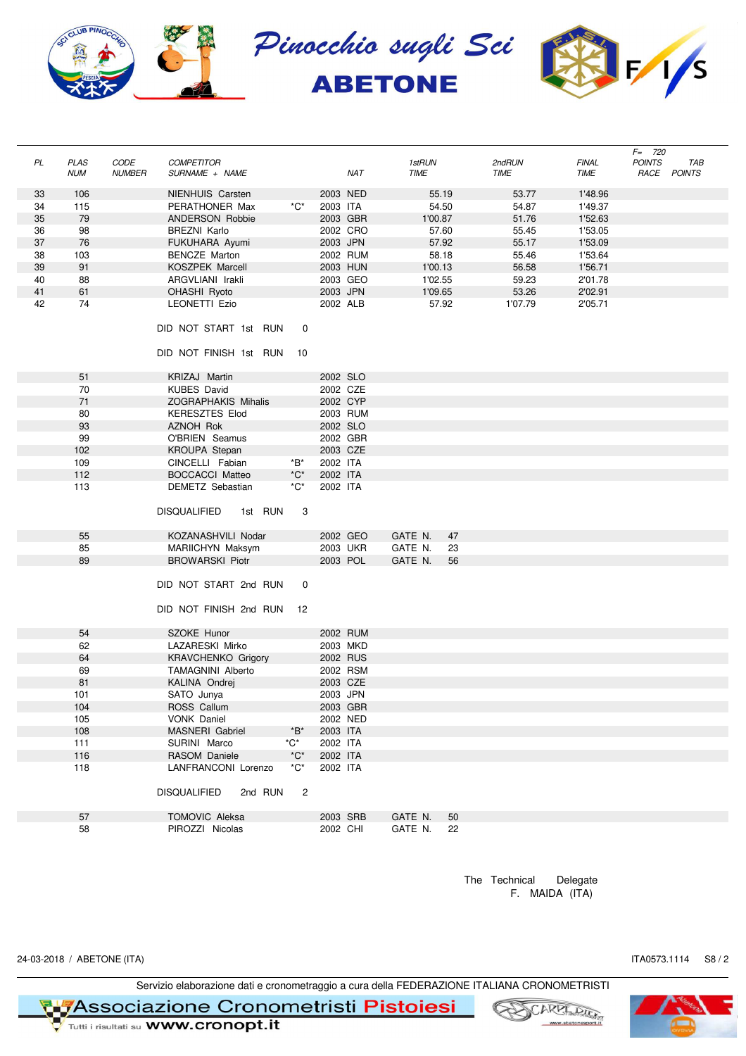# Pinocchio sugli Sci
## ABETONE

| PL | PLAS NUM | CODE NUMBER | COMPETITOR SURNAME + NAME | | | NAT | 1stRUN TIME | 2ndRUN TIME | FINAL TIME | F= 720 POINTS RACE | TAB POINTS |
|---|---|---|---|---|---|---|---|---|---|---|---|
| 33 | 106 | | NIENHUIS Carsten | *C* | 2003 | NED | 55.19 | 53.77 | 1'48.96 | | |
| 34 | 115 | | PERATHONER Max | *C* | 2003 | ITA | 54.50 | 54.87 | 1'49.37 | | |
| 35 | 79 | | ANDERSON Robbie | | 2003 | GBR | 1'00.87 | 51.76 | 1'52.63 | | |
| 36 | 98 | | BREZNI Karlo | | 2002 | CRO | 57.60 | 55.45 | 1'53.05 | | |
| 37 | 76 | | FUKUHARA Ayumi | | 2003 | JPN | 57.92 | 55.17 | 1'53.09 | | |
| 38 | 103 | | BENCZE Marton | | 2002 | RUM | 58.18 | 55.46 | 1'53.64 | | |
| 39 | 91 | | KOSZPEK Marcell | | 2003 | HUN | 1'00.13 | 56.58 | 1'56.71 | | |
| 40 | 88 | | ARGVLIANI Irakli | | 2003 | GEO | 1'02.55 | 59.23 | 2'01.78 | | |
| 41 | 61 | | OHASHI Ryoto | | 2003 | JPN | 1'09.65 | 53.26 | 2'02.91 | | |
| 42 | 74 | | LEONETTI Ezio | | 2002 | ALB | 57.92 | 1'07.79 | 2'05.71 | | |

DID NOT START 1st RUN 0

DID NOT FINISH 1st RUN 10

| PLAS NUM | COMPETITOR | | | NAT |
|---|---|---|---|---|
| 51 | KRIZAJ Martin | | 2002 | SLO |
| 70 | KUBES David | | 2002 | CZE |
| 71 | ZOGRAPHAKIS Mihalis | | 2002 | CYP |
| 80 | KERESZTES Elod | | 2003 | RUM |
| 93 | AZNOH Rok | | 2002 | SLO |
| 99 | O'BRIEN Seamus | | 2002 | GBR |
| 102 | KROUPA Stepan | | 2003 | CZE |
| 109 | CINCELLI Fabian | *B* | 2002 | ITA |
| 112 | BOCCACCI Matteo | *C* | 2002 | ITA |
| 113 | DEMETZ Sebastian | *C* | 2002 | ITA |

DISQUALIFIED 1st RUN 3

| PLAS NUM | COMPETITOR | | NAT | | |
|---|---|---|---|---|---|
| 55 | KOZANASHVILI Nodar | 2002 | GEO | GATE N. | 47 |
| 85 | MARIICHYN Maksym | 2003 | UKR | GATE N. | 23 |
| 89 | BROWARSKI Piotr | 2003 | POL | GATE N. | 56 |

DID NOT START 2nd RUN 0

DID NOT FINISH 2nd RUN 12

| PLAS NUM | COMPETITOR | | | NAT |
|---|---|---|---|---|
| 54 | SZOKE Hunor | | 2002 | RUM |
| 62 | LAZARESKI Mirko | | 2003 | MKD |
| 64 | KRAVCHENKO Grigory | | 2002 | RUS |
| 69 | TAMAGNINI Alberto | | 2002 | RSM |
| 81 | KALINA Ondrej | | 2003 | CZE |
| 101 | SATO Junya | | 2003 | JPN |
| 104 | ROSS Callum | | 2003 | GBR |
| 105 | VONK Daniel | | 2002 | NED |
| 108 | MASNERI Gabriel | *B* | 2003 | ITA |
| 111 | SURINI Marco | *C* | 2002 | ITA |
| 116 | RASOM Daniele | *C* | 2002 | ITA |
| 118 | LANFRANCONI Lorenzo | *C* | 2002 | ITA |

DISQUALIFIED 2nd RUN 2

| PLAS NUM | COMPETITOR | | NAT | | |
|---|---|---|---|---|---|
| 57 | TOMOVIC Aleksa | 2003 | SRB | GATE N. | 50 |
| 58 | PIROZZI Nicolas | 2002 | CHI | GATE N. | 22 |

The Technical Delegate
F. MAIDA (ITA)

24-03-2018 / ABETONE (ITA) ITA0573.1114 S8 / 2

Servizio elaborazione dati e cronometraggio a cura della FEDERAZIONE ITALIANA CRONOMETRISTI

Associazione Cronometristi Pistoiesi
Tutti i risultati su www.cronopt.it